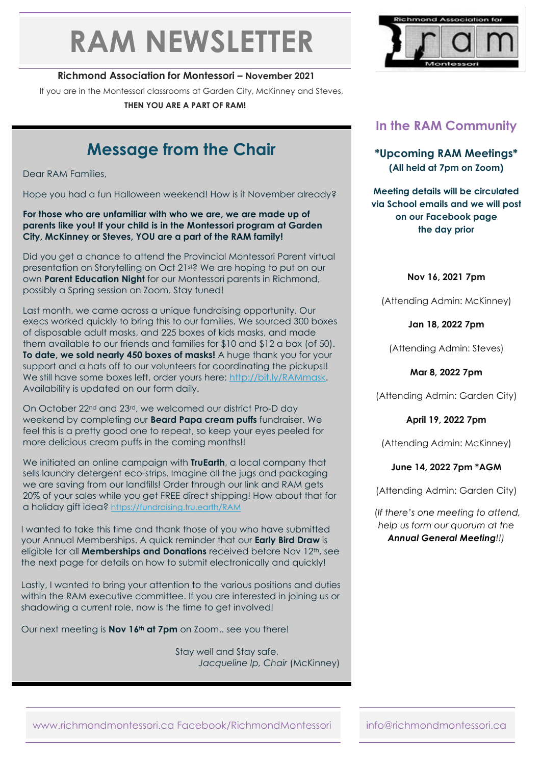# RAM NEWSLETTER

**Richmond Association for Montessori – November 2021**

If you are in the Montessori classrooms at Garden City, McKinney and Steves,

**THEN YOU ARE A PART OF RAM!**

## Message from the Chair

Dear RAM Families,

Hope you had a fun Halloween weekend! How is it November already?

**For those who are unfamiliar with who we are, we are made up of parents like you! If your child is in the Montessori program at Garden City, McKinney or Steves, YOU are a part of the RAM family!**

Did you get a chance to attend the Provincial Montessori Parent virtual presentation on Storytelling on Oct 21st? We are hoping to put on our own **Parent Education Night** for our Montessori parents in Richmond, possibly a Spring session on Zoom. Stay tuned!

Last month, we came across a unique fundraising opportunity. Our execs worked quickly to bring this to our families. We sourced 300 boxes of disposable adult masks, and 225 boxes of kids masks, and made them available to our friends and families for $10 and $12 a box (of 50). **To date, we sold nearly 450 boxes of masks!** A huge thank you for your support and a hats off to our volunteers for coordinating the pickups!! We still have some boxes left, order yours here: http://bit.ly/RAMmask. Availability is updated on our form daily.

On October 22nd and 23rd, we welcomed our district Pro-D day weekend by completing our **Beard Papa cream puffs** fundraiser. We feel this is a pretty good one to repeat, so keep your eyes peeled for more delicious cream puffs in the coming months!!

We initiated an online campaign with **TruEarth**, a local company that sells laundry detergent eco-strips. Imagine all the jugs and packaging we are saving from our landfills! Order through our link and RAM gets 20% of your sales while you get FREE direct shipping! How about that for a holiday gift idea? https://fundraising.tru.earth/RAM

I wanted to take this time and thank those of you who have submitted your Annual Memberships. A quick reminder that our **Early Bird Draw** is eligible for all **Memberships and Donations** received before Nov 12th, see the next page for details on how to submit electronically and quickly!

Lastly, I wanted to bring your attention to the various positions and duties within the RAM executive committee. If you are interested in joining us or shadowing a current role, now is the time to get involved!

Our next meeting is **Nov 16th at 7pm** on Zoom.. see you there!

Stay well and Stay safe,
*Jacqueline Ip, Chair* (McKinney)

## In the RAM Community

### *Upcoming RAM Meetings*
**(All held at 7pm on Zoom)**

**Meeting details will be circulated via School emails and we will post on our Facebook page the day prior**

**Nov 16, 2021 7pm**

(Attending Admin: McKinney)

**Jan 18, 2022 7pm**

(Attending Admin: Steves)

**Mar 8, 2022 7pm**

(Attending Admin: Garden City)

**April 19, 2022 7pm**

(Attending Admin: McKinney)

**June 14, 2022 7pm *AGM**

(Attending Admin: Garden City)

(*If there's one meeting to attend, help us form our quorum at the* ***Annual General Meeting****!!*)

www.richmondmontessori.ca Facebook/RichmondMontessori

info@richmondmontessori.ca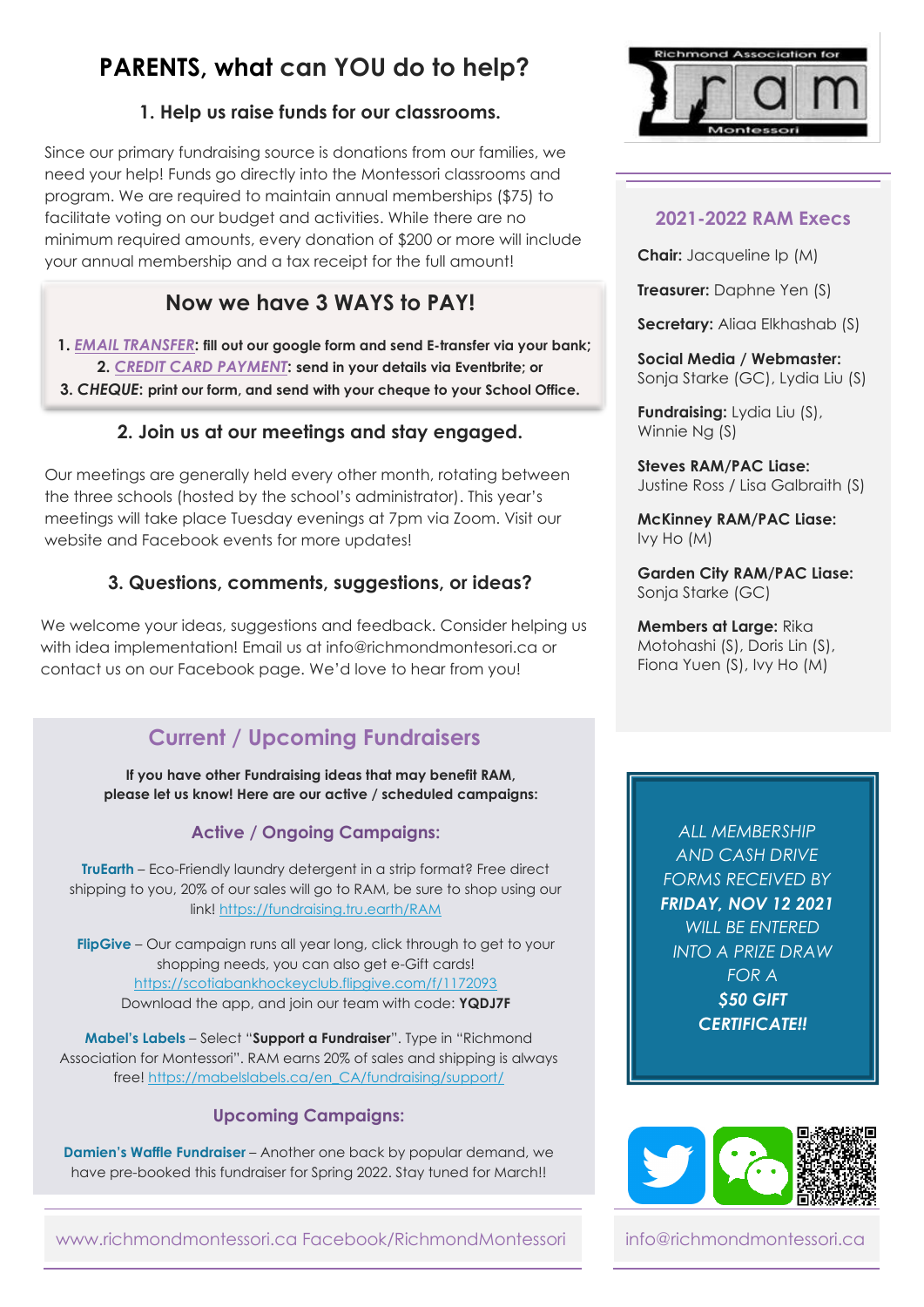# PARENTS, what can YOU do to help?

### 1. Help us raise funds for our classrooms.

Since our primary fundraising source is donations from our families, we need your help! Funds go directly into the Montessori classrooms and program. We are required to maintain annual memberships ($75) to facilitate voting on our budget and activities. While there are no minimum required amounts, every donation of $200 or more will include your annual membership and a tax receipt for the full amount!

## Now we have 3 WAYS to PAY!

**1. *EMAIL TRANSFER*: fill out our google form and send E-transfer via your bank;**
**2. *CREDIT CARD PAYMENT*: send in your details via Eventbrite; or**
**3. *CHEQUE*: print our form, and send with your cheque to your School Office.**

### 2. Join us at our meetings and stay engaged.

Our meetings are generally held every other month, rotating between the three schools (hosted by the school's administrator). This year's meetings will take place Tuesday evenings at 7pm via Zoom. Visit our website and Facebook events for more updates!

### 3. Questions, comments, suggestions, or ideas?

We welcome your ideas, suggestions and feedback. Consider helping us with idea implementation! Email us at info@richmondmontesori.ca or contact us on our Facebook page. We'd love to hear from you!

## Current / Upcoming Fundraisers

**If you have other Fundraising ideas that may benefit RAM, please let us know! Here are our active / scheduled campaigns:**

### Active / Ongoing Campaigns:

**TruEarth** – Eco-Friendly laundry detergent in a strip format? Free direct shipping to you, 20% of our sales will go to RAM, be sure to shop using our link! https://fundraising.tru.earth/RAM

**FlipGive** – Our campaign runs all year long, click through to get to your shopping needs, you can also get e-Gift cards! https://scotiabankhockeyclub.flipgive.com/f/1172093
Download the app, and join our team with code: **YQDJ7F**

**Mabel's Labels** – Select "**Support a Fundraiser**". Type in "Richmond Association for Montessori". RAM earns 20% of sales and shipping is always free! https://mabelslabels.ca/en_CA/fundraising/support/

### Upcoming Campaigns:

**Damien's Waffle Fundraiser** – Another one back by popular demand, we have pre-booked this fundraiser for Spring 2022. Stay tuned for March!!

Richmond Association for ram Montessori

## 2021-2022 RAM Execs

**Chair:** Jacqueline Ip (M)

**Treasurer:** Daphne Yen (S)

**Secretary:** Aliaa Elkhashab (S)

**Social Media / Webmaster:** Sonja Starke (GC), Lydia Liu (S)

**Fundraising:** Lydia Liu (S), Winnie Ng (S)

**Steves RAM/PAC Liase:** Justine Ross / Lisa Galbraith (S)

**McKinney RAM/PAC Liase:** Ivy Ho (M)

**Garden City RAM/PAC Liase:** Sonja Starke (GC)

**Members at Large:** Rika Motohashi (S), Doris Lin (S), Fiona Yuen (S), Ivy Ho (M)

*ALL MEMBERSHIP AND CASH DRIVE FORMS RECEIVED BY **FRIDAY, NOV 12 2021** WILL BE ENTERED INTO A PRIZE DRAW FOR A **$50 GIFT CERTIFICATE!!***

www.richmondmontessori.ca Facebook/RichmondMontessori

info@richmondmontessori.ca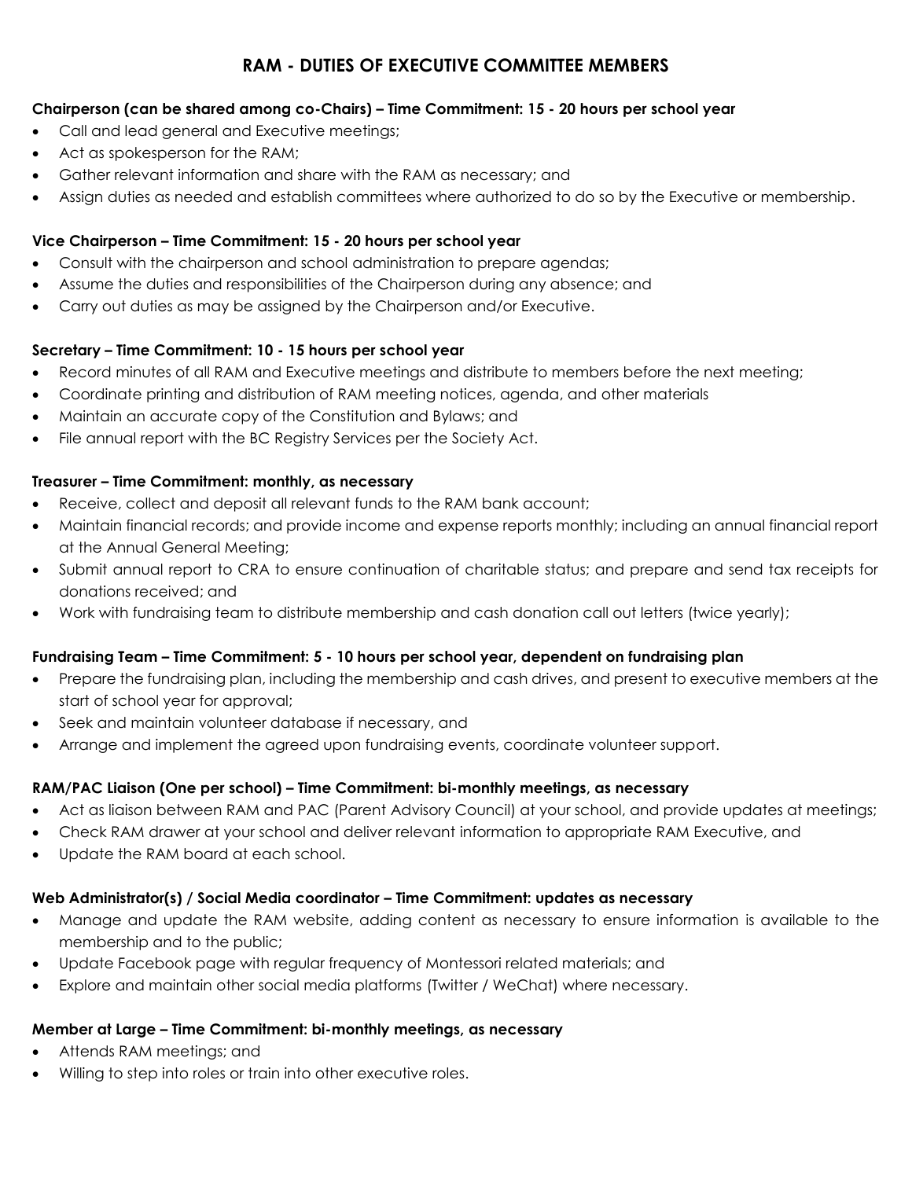# RAM - DUTIES OF EXECUTIVE COMMITTEE MEMBERS

**Chairperson (can be shared among co-Chairs) – Time Commitment: 15 - 20 hours per school year**

- Call and lead general and Executive meetings;
- Act as spokesperson for the RAM;
- Gather relevant information and share with the RAM as necessary; and
- Assign duties as needed and establish committees where authorized to do so by the Executive or membership.

**Vice Chairperson – Time Commitment: 15 - 20 hours per school year**

- Consult with the chairperson and school administration to prepare agendas;
- Assume the duties and responsibilities of the Chairperson during any absence; and
- Carry out duties as may be assigned by the Chairperson and/or Executive.

**Secretary – Time Commitment: 10 - 15 hours per school year**

- Record minutes of all RAM and Executive meetings and distribute to members before the next meeting;
- Coordinate printing and distribution of RAM meeting notices, agenda, and other materials
- Maintain an accurate copy of the Constitution and Bylaws; and
- File annual report with the BC Registry Services per the Society Act.

**Treasurer – Time Commitment: monthly, as necessary**

- Receive, collect and deposit all relevant funds to the RAM bank account;
- Maintain financial records; and provide income and expense reports monthly; including an annual financial report at the Annual General Meeting;
- Submit annual report to CRA to ensure continuation of charitable status; and prepare and send tax receipts for donations received; and
- Work with fundraising team to distribute membership and cash donation call out letters (twice yearly);

**Fundraising Team – Time Commitment: 5 - 10 hours per school year, dependent on fundraising plan**

- Prepare the fundraising plan, including the membership and cash drives, and present to executive members at the start of school year for approval;
- Seek and maintain volunteer database if necessary, and
- Arrange and implement the agreed upon fundraising events, coordinate volunteer support.

**RAM/PAC Liaison (One per school) – Time Commitment: bi-monthly meetings, as necessary**

- Act as liaison between RAM and PAC (Parent Advisory Council) at your school, and provide updates at meetings;
- Check RAM drawer at your school and deliver relevant information to appropriate RAM Executive, and
- Update the RAM board at each school.

**Web Administrator(s) / Social Media coordinator – Time Commitment: updates as necessary**

- Manage and update the RAM website, adding content as necessary to ensure information is available to the membership and to the public;
- Update Facebook page with regular frequency of Montessori related materials; and
- Explore and maintain other social media platforms (Twitter / WeChat) where necessary.

**Member at Large – Time Commitment: bi-monthly meetings, as necessary**

- Attends RAM meetings; and
- Willing to step into roles or train into other executive roles.